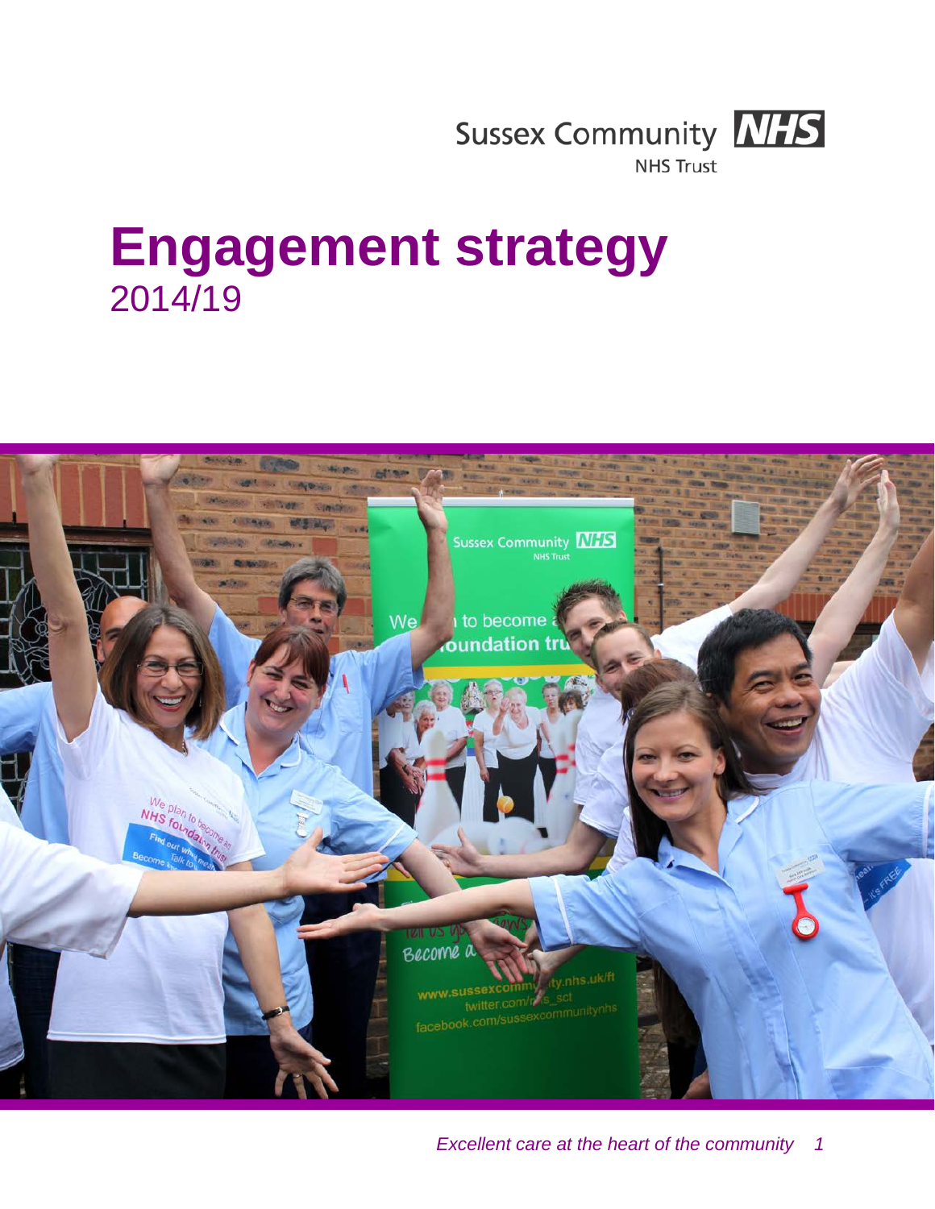Sussex Community NHS

NHS Trust

# Engagement strategy

2014/19

*Excellent care at the heart of the community*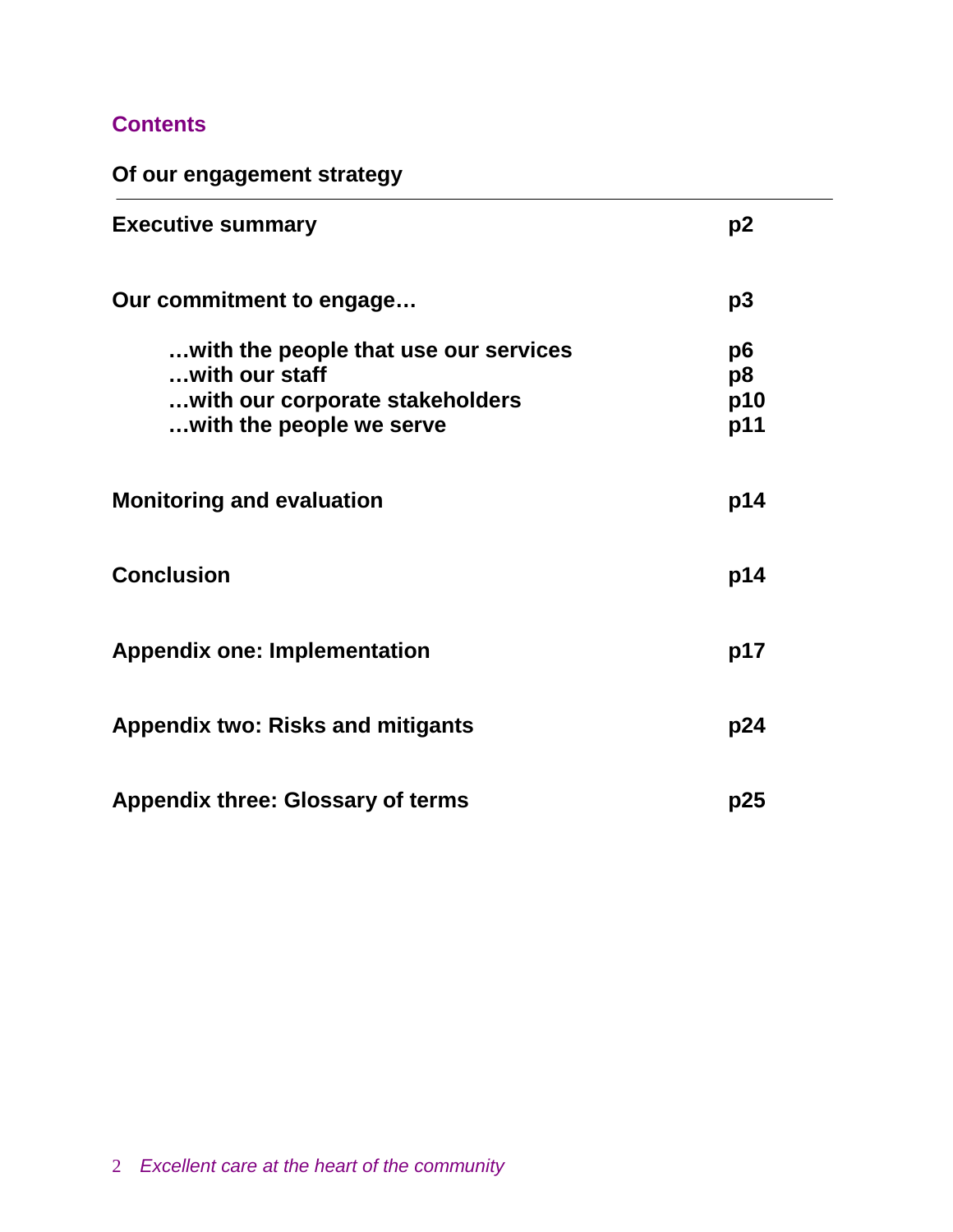## Contents

**Of our engagement strategy**

| | |
|---|---|
| **Executive summary** | **p2** |
| **Our commitment to engage…** | **p3** |
| **…with the people that use our services** | **p6** |
| **…with our staff** | **p8** |
| **…with our corporate stakeholders** | **p10** |
| **…with the people we serve** | **p11** |
| **Monitoring and evaluation** | **p14** |
| **Conclusion** | **p14** |
| **Appendix one: Implementation** | **p17** |
| **Appendix two: Risks and mitigants** | **p24** |
| **Appendix three: Glossary of terms** | **p25** |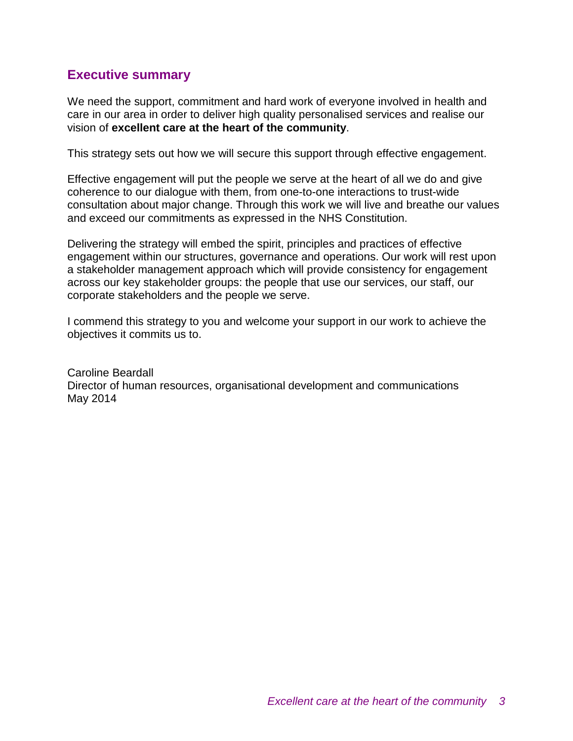## Executive summary

We need the support, commitment and hard work of everyone involved in health and care in our area in order to deliver high quality personalised services and realise our vision of **excellent care at the heart of the community**.

This strategy sets out how we will secure this support through effective engagement.

Effective engagement will put the people we serve at the heart of all we do and give coherence to our dialogue with them, from one-to-one interactions to trust-wide consultation about major change. Through this work we will live and breathe our values and exceed our commitments as expressed in the NHS Constitution.

Delivering the strategy will embed the spirit, principles and practices of effective engagement within our structures, governance and operations. Our work will rest upon a stakeholder management approach which will provide consistency for engagement across our key stakeholder groups: the people that use our services, our staff, our corporate stakeholders and the people we serve.

I commend this strategy to you and welcome your support in our work to achieve the objectives it commits us to.

Caroline Beardall
Director of human resources, organisational development and communications
May 2014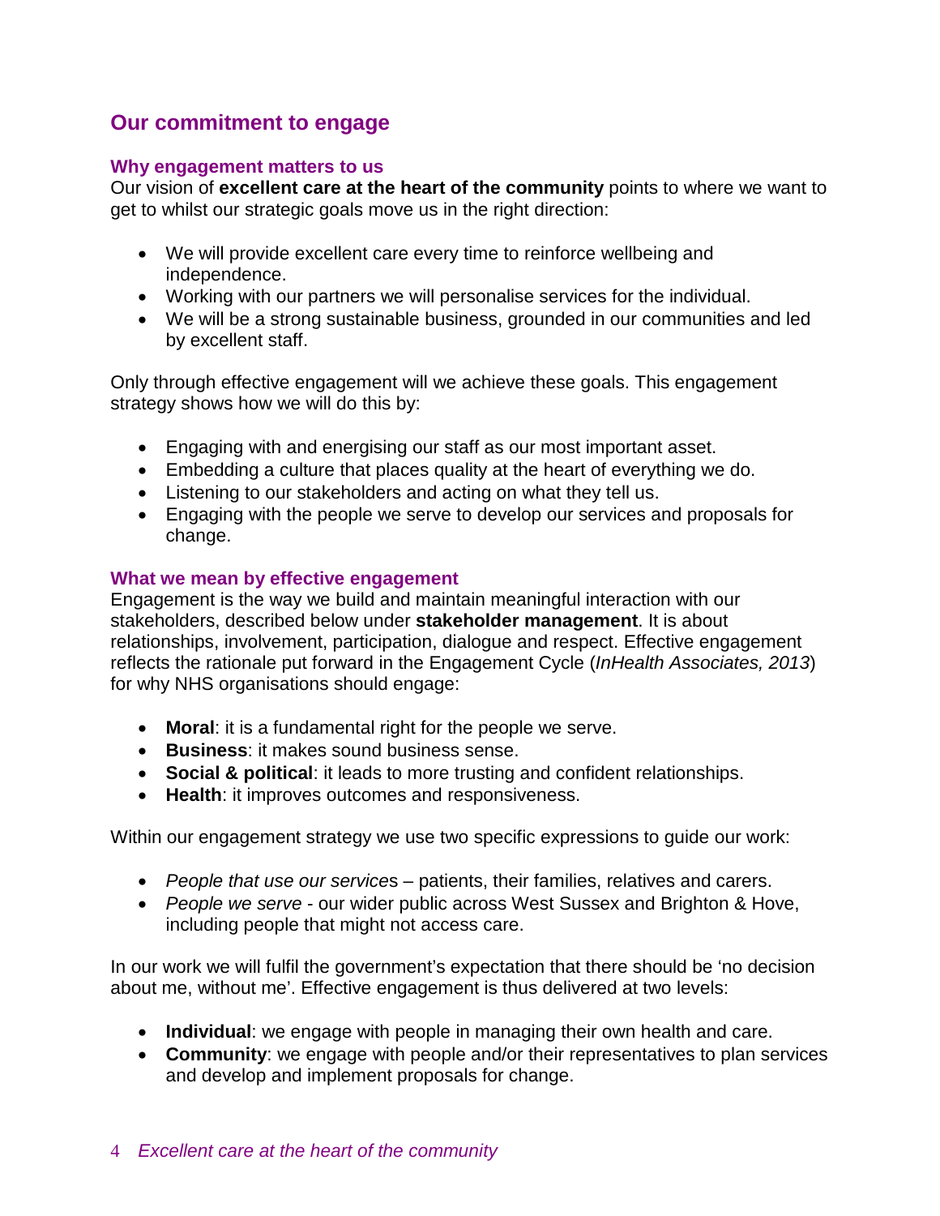## Our commitment to engage

### Why engagement matters to us

Our vision of **excellent care at the heart of the community** points to where we want to get to whilst our strategic goals move us in the right direction:

- We will provide excellent care every time to reinforce wellbeing and independence.
- Working with our partners we will personalise services for the individual.
- We will be a strong sustainable business, grounded in our communities and led by excellent staff.

Only through effective engagement will we achieve these goals. This engagement strategy shows how we will do this by:

- Engaging with and energising our staff as our most important asset.
- Embedding a culture that places quality at the heart of everything we do.
- Listening to our stakeholders and acting on what they tell us.
- Engaging with the people we serve to develop our services and proposals for change.

### What we mean by effective engagement

Engagement is the way we build and maintain meaningful interaction with our stakeholders, described below under **stakeholder management**. It is about relationships, involvement, participation, dialogue and respect. Effective engagement reflects the rationale put forward in the Engagement Cycle (*InHealth Associates, 2013*) for why NHS organisations should engage:

- **Moral**: it is a fundamental right for the people we serve.
- **Business**: it makes sound business sense.
- **Social & political**: it leads to more trusting and confident relationships.
- **Health**: it improves outcomes and responsiveness.

Within our engagement strategy we use two specific expressions to guide our work:

- *People that use our services* – patients, their families, relatives and carers.
- *People we serve* - our wider public across West Sussex and Brighton & Hove, including people that might not access care.

In our work we will fulfil the government's expectation that there should be 'no decision about me, without me'. Effective engagement is thus delivered at two levels:

- **Individual**: we engage with people in managing their own health and care.
- **Community**: we engage with people and/or their representatives to plan services and develop and implement proposals for change.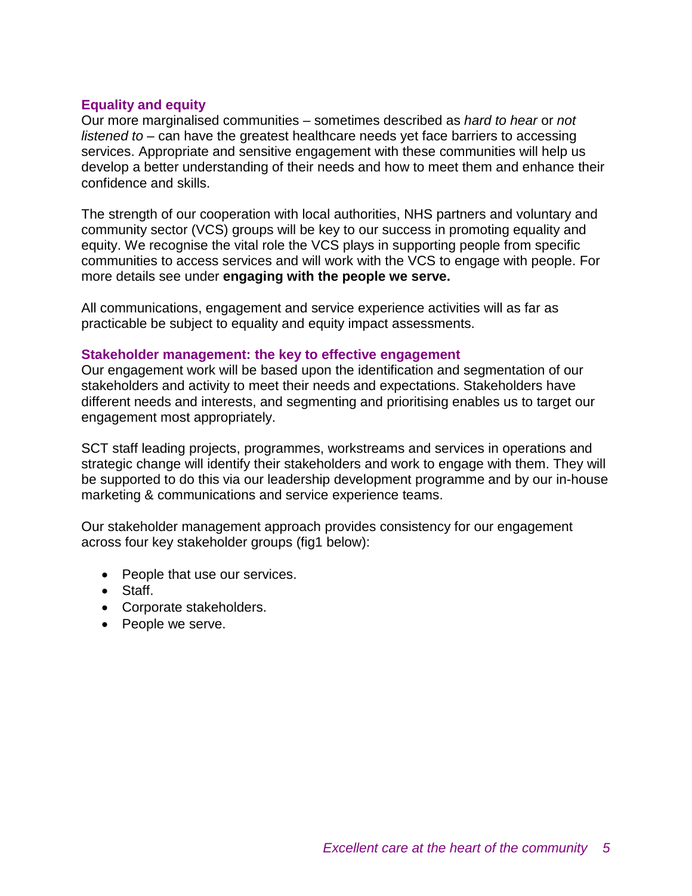### Equality and equity

Our more marginalised communities – sometimes described as *hard to hear* or *not listened to* – can have the greatest healthcare needs yet face barriers to accessing services. Appropriate and sensitive engagement with these communities will help us develop a better understanding of their needs and how to meet them and enhance their confidence and skills.

The strength of our cooperation with local authorities, NHS partners and voluntary and community sector (VCS) groups will be key to our success in promoting equality and equity. We recognise the vital role the VCS plays in supporting people from specific communities to access services and will work with the VCS to engage with people. For more details see under **engaging with the people we serve.**

All communications, engagement and service experience activities will as far as practicable be subject to equality and equity impact assessments.

### Stakeholder management: the key to effective engagement

Our engagement work will be based upon the identification and segmentation of our stakeholders and activity to meet their needs and expectations. Stakeholders have different needs and interests, and segmenting and prioritising enables us to target our engagement most appropriately.

SCT staff leading projects, programmes, workstreams and services in operations and strategic change will identify their stakeholders and work to engage with them. They will be supported to do this via our leadership development programme and by our in-house marketing & communications and service experience teams.

Our stakeholder management approach provides consistency for our engagement across four key stakeholder groups (fig1 below):

- People that use our services.
- Staff.
- Corporate stakeholders.
- People we serve.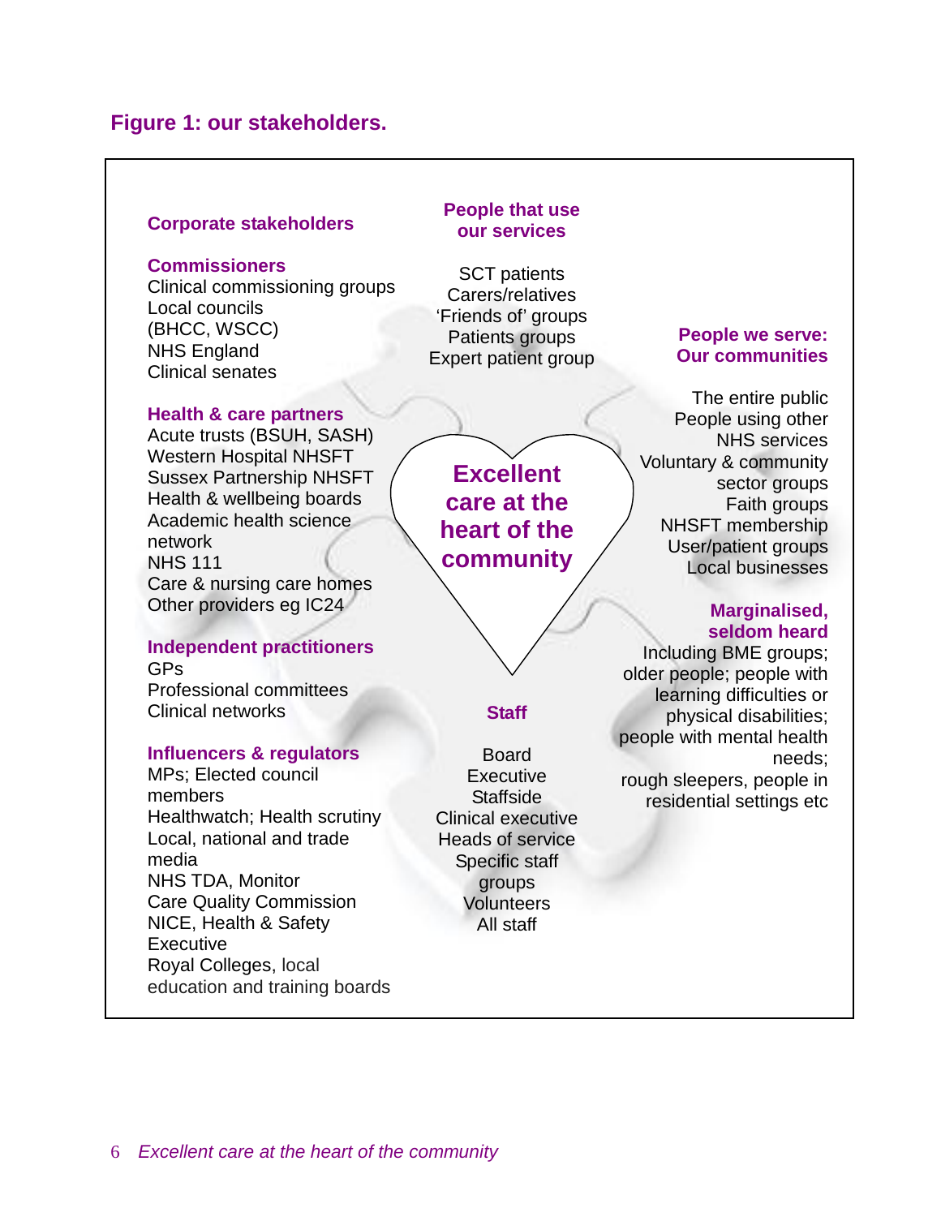## Figure 1: our stakeholders.

### Corporate stakeholders

**Commissioners**
Clinical commissioning groups
Local councils (BHCC, WSCC)
NHS England
Clinical senates

**Health & care partners**
Acute trusts (BSUH, SASH)
Western Hospital NHSFT
Sussex Partnership NHSFT
Health & wellbeing boards
Academic health science network
NHS 111
Care & nursing care homes
Other providers eg IC24

**Independent practitioners**
GPs
Professional committees
Clinical networks

**Influencers & regulators**
MPs; Elected council members
Healthwatch; Health scrutiny
Local, national and trade media
NHS TDA, Monitor
Care Quality Commission
NICE, Health & Safety Executive
Royal Colleges, local education and training boards

### People that use our services

SCT patients
Carers/relatives
'Friends of' groups
Patients groups
Expert patient group

### Excellent care at the heart of the community

### Staff

Board
Executive
Staffside
Clinical executive
Heads of service
Specific staff groups
Volunteers
All staff

### People we serve: Our communities

The entire public
People using other NHS services
Voluntary & community sector groups
Faith groups
NHSFT membership
User/patient groups
Local businesses

**Marginalised, seldom heard**
Including BME groups; older people; people with learning difficulties or physical disabilities; people with mental health needs; rough sleepers, people in residential settings etc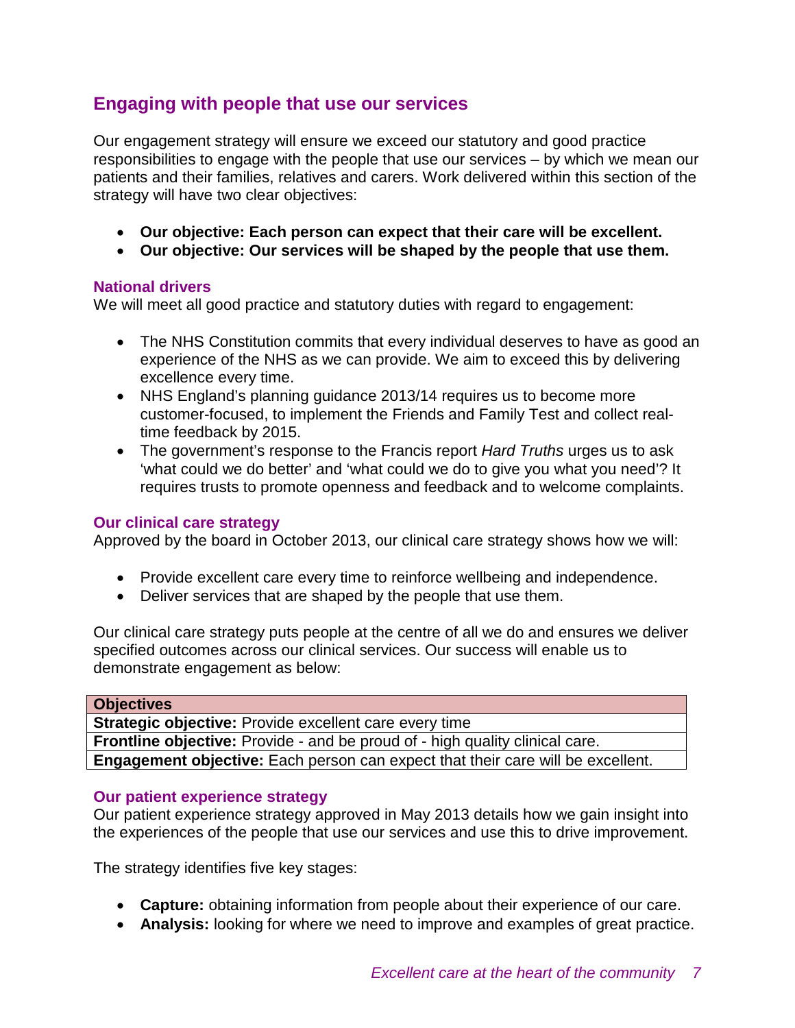## Engaging with people that use our services

Our engagement strategy will ensure we exceed our statutory and good practice responsibilities to engage with the people that use our services – by which we mean our patients and their families, relatives and carers. Work delivered within this section of the strategy will have two clear objectives:

- **Our objective: Each person can expect that their care will be excellent.**
- **Our objective: Our services will be shaped by the people that use them.**

### National drivers

We will meet all good practice and statutory duties with regard to engagement:

- The NHS Constitution commits that every individual deserves to have as good an experience of the NHS as we can provide. We aim to exceed this by delivering excellence every time.
- NHS England's planning guidance 2013/14 requires us to become more customer-focused, to implement the Friends and Family Test and collect real-time feedback by 2015.
- The government's response to the Francis report *Hard Truths* urges us to ask 'what could we do better' and 'what could we do to give you what you need'? It requires trusts to promote openness and feedback and to welcome complaints.

### Our clinical care strategy

Approved by the board in October 2013, our clinical care strategy shows how we will:

- Provide excellent care every time to reinforce wellbeing and independence.
- Deliver services that are shaped by the people that use them.

Our clinical care strategy puts people at the centre of all we do and ensures we deliver specified outcomes across our clinical services. Our success will enable us to demonstrate engagement as below:

| Objectives |
|---|
| **Strategic objective:** Provide excellent care every time |
| **Frontline objective:** Provide - and be proud of - high quality clinical care. |
| **Engagement objective:** Each person can expect that their care will be excellent. |

### Our patient experience strategy

Our patient experience strategy approved in May 2013 details how we gain insight into the experiences of the people that use our services and use this to drive improvement.

The strategy identifies five key stages:

- **Capture:** obtaining information from people about their experience of our care.
- **Analysis:** looking for where we need to improve and examples of great practice.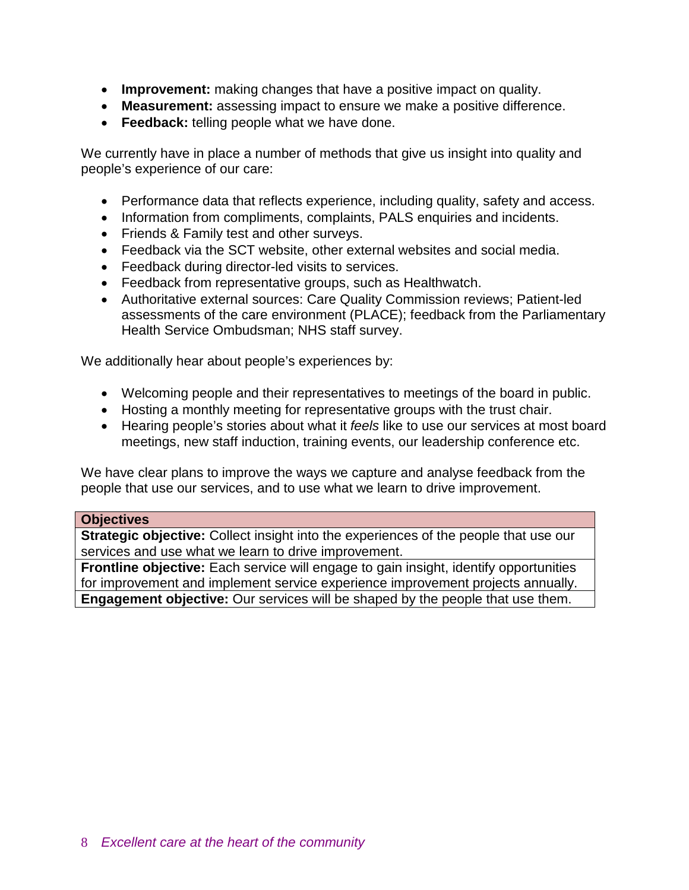- **Improvement:** making changes that have a positive impact on quality.
- **Measurement:** assessing impact to ensure we make a positive difference.
- **Feedback:** telling people what we have done.

We currently have in place a number of methods that give us insight into quality and people's experience of our care:

- Performance data that reflects experience, including quality, safety and access.
- Information from compliments, complaints, PALS enquiries and incidents.
- Friends & Family test and other surveys.
- Feedback via the SCT website, other external websites and social media.
- Feedback during director-led visits to services.
- Feedback from representative groups, such as Healthwatch.
- Authoritative external sources: Care Quality Commission reviews; Patient-led assessments of the care environment (PLACE); feedback from the Parliamentary Health Service Ombudsman; NHS staff survey.

We additionally hear about people's experiences by:

- Welcoming people and their representatives to meetings of the board in public.
- Hosting a monthly meeting for representative groups with the trust chair.
- Hearing people's stories about what it *feels* like to use our services at most board meetings, new staff induction, training events, our leadership conference etc.

We have clear plans to improve the ways we capture and analyse feedback from the people that use our services, and to use what we learn to drive improvement.

| **Objectives** |
| --- |
| **Strategic objective:** Collect insight into the experiences of the people that use our services and use what we learn to drive improvement. |
| **Frontline objective:** Each service will engage to gain insight, identify opportunities for improvement and implement service experience improvement projects annually. |
| **Engagement objective:** Our services will be shaped by the people that use them. |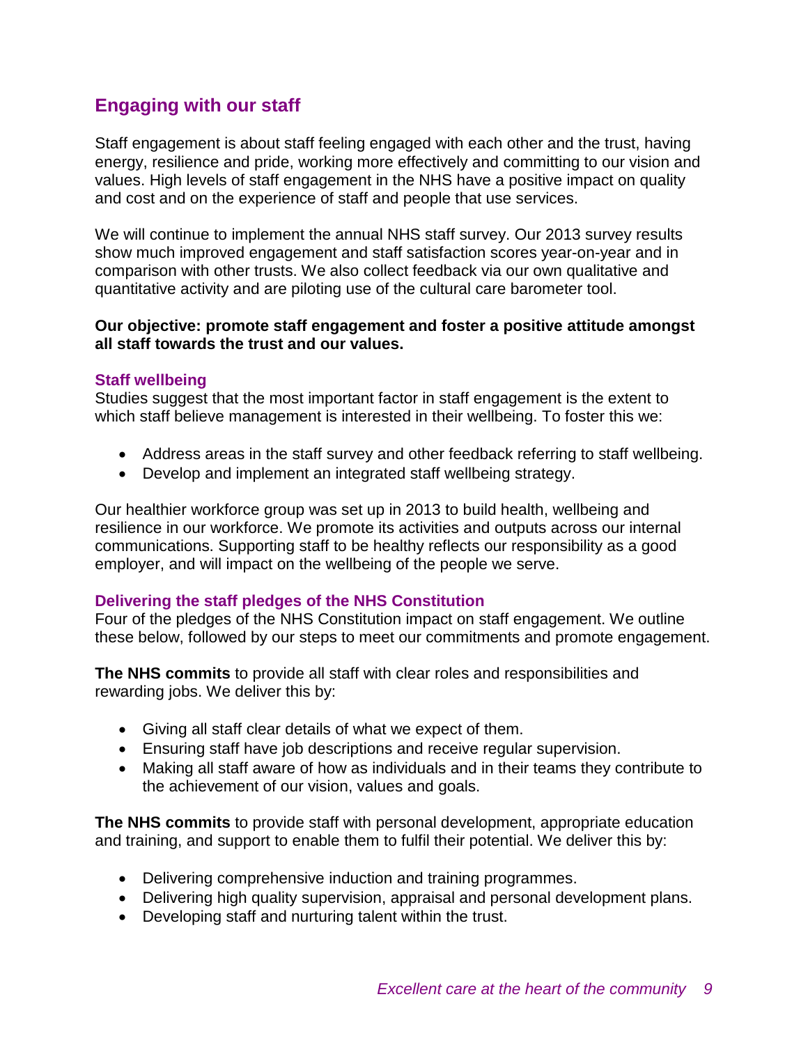## Engaging with our staff

Staff engagement is about staff feeling engaged with each other and the trust, having energy, resilience and pride, working more effectively and committing to our vision and values. High levels of staff engagement in the NHS have a positive impact on quality and cost and on the experience of staff and people that use services.

We will continue to implement the annual NHS staff survey. Our 2013 survey results show much improved engagement and staff satisfaction scores year-on-year and in comparison with other trusts. We also collect feedback via our own qualitative and quantitative activity and are piloting use of the cultural care barometer tool.

**Our objective: promote staff engagement and foster a positive attitude amongst all staff towards the trust and our values.**

### Staff wellbeing

Studies suggest that the most important factor in staff engagement is the extent to which staff believe management is interested in their wellbeing. To foster this we:

- Address areas in the staff survey and other feedback referring to staff wellbeing.
- Develop and implement an integrated staff wellbeing strategy.

Our healthier workforce group was set up in 2013 to build health, wellbeing and resilience in our workforce. We promote its activities and outputs across our internal communications. Supporting staff to be healthy reflects our responsibility as a good employer, and will impact on the wellbeing of the people we serve.

### Delivering the staff pledges of the NHS Constitution

Four of the pledges of the NHS Constitution impact on staff engagement. We outline these below, followed by our steps to meet our commitments and promote engagement.

**The NHS commits** to provide all staff with clear roles and responsibilities and rewarding jobs. We deliver this by:

- Giving all staff clear details of what we expect of them.
- Ensuring staff have job descriptions and receive regular supervision.
- Making all staff aware of how as individuals and in their teams they contribute to the achievement of our vision, values and goals.

**The NHS commits** to provide staff with personal development, appropriate education and training, and support to enable them to fulfil their potential. We deliver this by:

- Delivering comprehensive induction and training programmes.
- Delivering high quality supervision, appraisal and personal development plans.
- Developing staff and nurturing talent within the trust.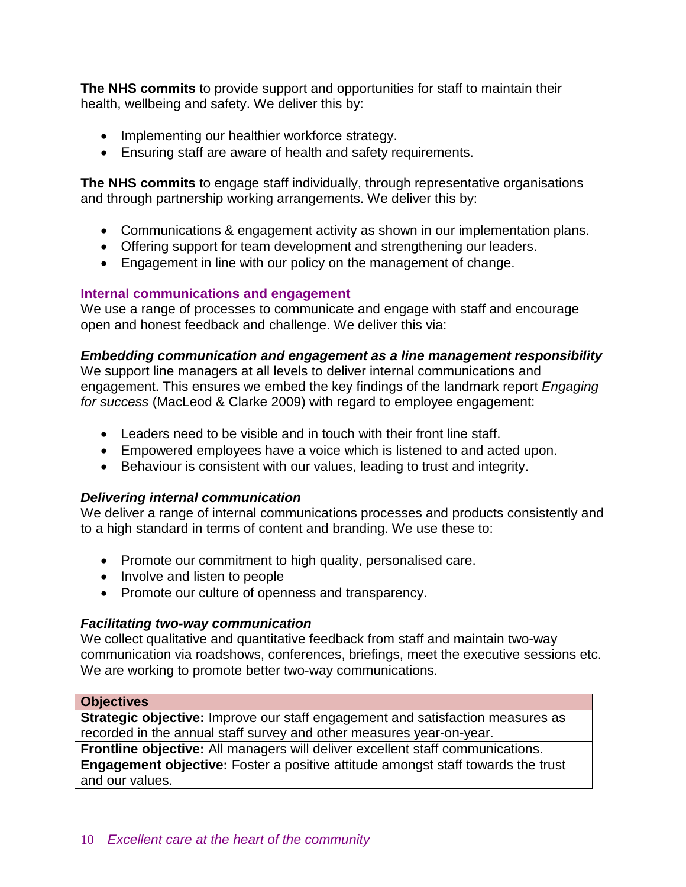**The NHS commits** to provide support and opportunities for staff to maintain their health, wellbeing and safety. We deliver this by:

- Implementing our healthier workforce strategy.
- Ensuring staff are aware of health and safety requirements.

**The NHS commits** to engage staff individually, through representative organisations and through partnership working arrangements. We deliver this by:

- Communications & engagement activity as shown in our implementation plans.
- Offering support for team development and strengthening our leaders.
- Engagement in line with our policy on the management of change.

### Internal communications and engagement

We use a range of processes to communicate and engage with staff and encourage open and honest feedback and challenge. We deliver this via:

#### *Embedding communication and engagement as a line management responsibility*

We support line managers at all levels to deliver internal communications and engagement. This ensures we embed the key findings of the landmark report *Engaging for success* (MacLeod & Clarke 2009) with regard to employee engagement:

- Leaders need to be visible and in touch with their front line staff.
- Empowered employees have a voice which is listened to and acted upon.
- Behaviour is consistent with our values, leading to trust and integrity.

#### *Delivering internal communication*

We deliver a range of internal communications processes and products consistently and to a high standard in terms of content and branding. We use these to:

- Promote our commitment to high quality, personalised care.
- Involve and listen to people
- Promote our culture of openness and transparency.

#### *Facilitating two-way communication*

We collect qualitative and quantitative feedback from staff and maintain two-way communication via roadshows, conferences, briefings, meet the executive sessions etc. We are working to promote better two-way communications.

| **Objectives** |
| --- |
| **Strategic objective:** Improve our staff engagement and satisfaction measures as recorded in the annual staff survey and other measures year-on-year. |
| **Frontline objective:** All managers will deliver excellent staff communications. |
| **Engagement objective:** Foster a positive attitude amongst staff towards the trust and our values. |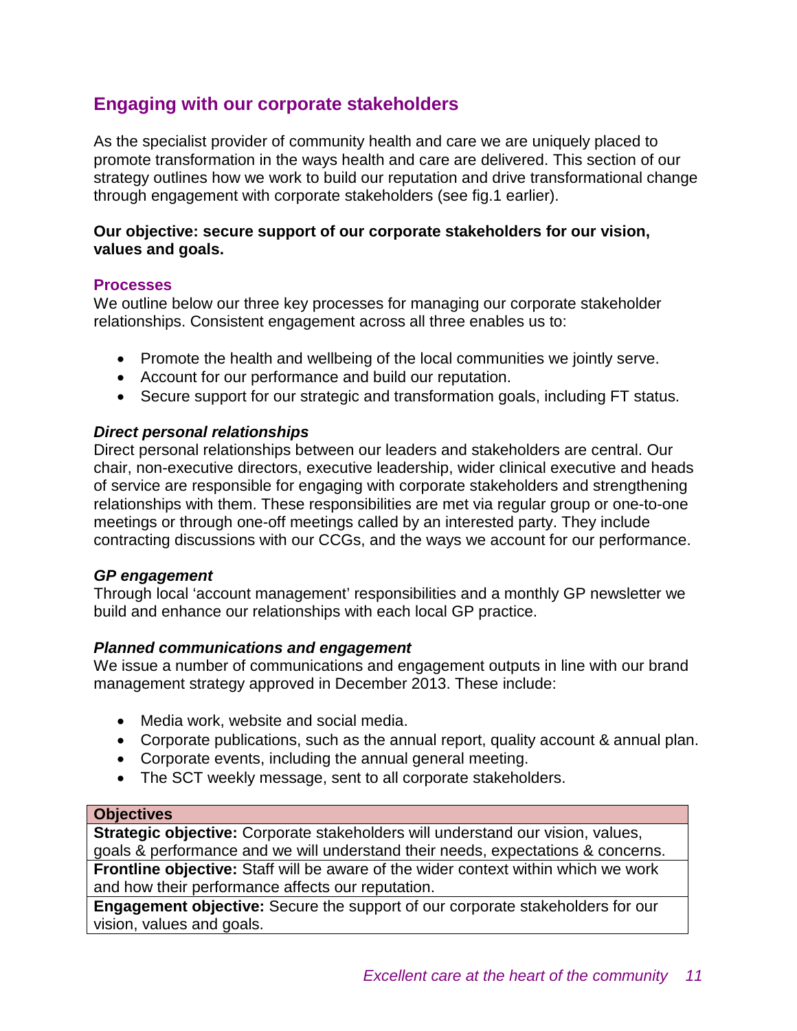## Engaging with our corporate stakeholders

As the specialist provider of community health and care we are uniquely placed to promote transformation in the ways health and care are delivered. This section of our strategy outlines how we work to build our reputation and drive transformational change through engagement with corporate stakeholders (see fig.1 earlier).

**Our objective: secure support of our corporate stakeholders for our vision, values and goals.**

### Processes

We outline below our three key processes for managing our corporate stakeholder relationships. Consistent engagement across all three enables us to:

- Promote the health and wellbeing of the local communities we jointly serve.
- Account for our performance and build our reputation.
- Secure support for our strategic and transformation goals, including FT status.

***Direct personal relationships***

Direct personal relationships between our leaders and stakeholders are central. Our chair, non-executive directors, executive leadership, wider clinical executive and heads of service are responsible for engaging with corporate stakeholders and strengthening relationships with them. These responsibilities are met via regular group or one-to-one meetings or through one-off meetings called by an interested party. They include contracting discussions with our CCGs, and the ways we account for our performance.

***GP engagement***

Through local 'account management' responsibilities and a monthly GP newsletter we build and enhance our relationships with each local GP practice.

***Planned communications and engagement***

We issue a number of communications and engagement outputs in line with our brand management strategy approved in December 2013. These include:

- Media work, website and social media.
- Corporate publications, such as the annual report, quality account & annual plan.
- Corporate events, including the annual general meeting.
- The SCT weekly message, sent to all corporate stakeholders.

| Objectives |
|---|
| **Strategic objective:** Corporate stakeholders will understand our vision, values, goals & performance and we will understand their needs, expectations & concerns. |
| **Frontline objective:** Staff will be aware of the wider context within which we work and how their performance affects our reputation. |
| **Engagement objective:** Secure the support of our corporate stakeholders for our vision, values and goals. |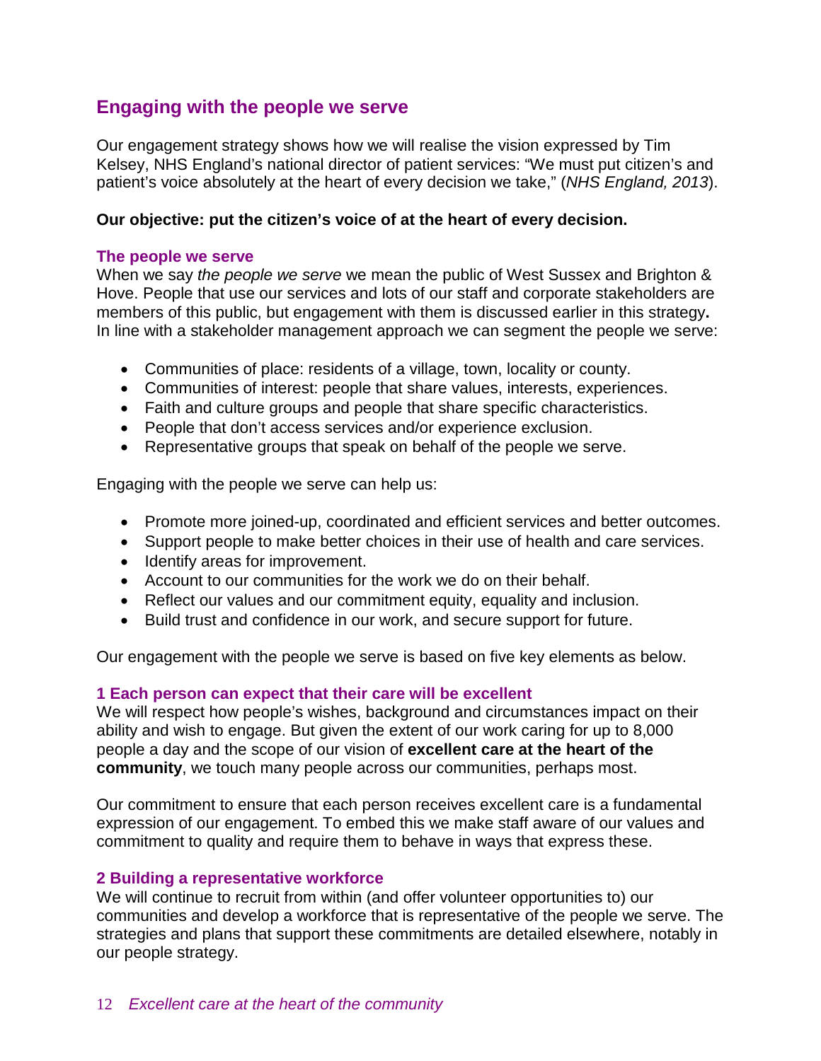## Engaging with the people we serve

Our engagement strategy shows how we will realise the vision expressed by Tim Kelsey, NHS England's national director of patient services: "We must put citizen's and patient's voice absolutely at the heart of every decision we take," (*NHS England, 2013*).

**Our objective: put the citizen's voice of at the heart of every decision.**

### The people we serve

When we say *the people we serve* we mean the public of West Sussex and Brighton & Hove. People that use our services and lots of our staff and corporate stakeholders are members of this public, but engagement with them is discussed earlier in this strategy**.** In line with a stakeholder management approach we can segment the people we serve:

- Communities of place: residents of a village, town, locality or county.
- Communities of interest: people that share values, interests, experiences.
- Faith and culture groups and people that share specific characteristics.
- People that don't access services and/or experience exclusion.
- Representative groups that speak on behalf of the people we serve.

Engaging with the people we serve can help us:

- Promote more joined-up, coordinated and efficient services and better outcomes.
- Support people to make better choices in their use of health and care services.
- Identify areas for improvement.
- Account to our communities for the work we do on their behalf.
- Reflect our values and our commitment equity, equality and inclusion.
- Build trust and confidence in our work, and secure support for future.

Our engagement with the people we serve is based on five key elements as below.

### 1 Each person can expect that their care will be excellent

We will respect how people's wishes, background and circumstances impact on their ability and wish to engage. But given the extent of our work caring for up to 8,000 people a day and the scope of our vision of **excellent care at the heart of the community**, we touch many people across our communities, perhaps most.

Our commitment to ensure that each person receives excellent care is a fundamental expression of our engagement. To embed this we make staff aware of our values and commitment to quality and require them to behave in ways that express these.

### 2 Building a representative workforce

We will continue to recruit from within (and offer volunteer opportunities to) our communities and develop a workforce that is representative of the people we serve. The strategies and plans that support these commitments are detailed elsewhere, notably in our people strategy.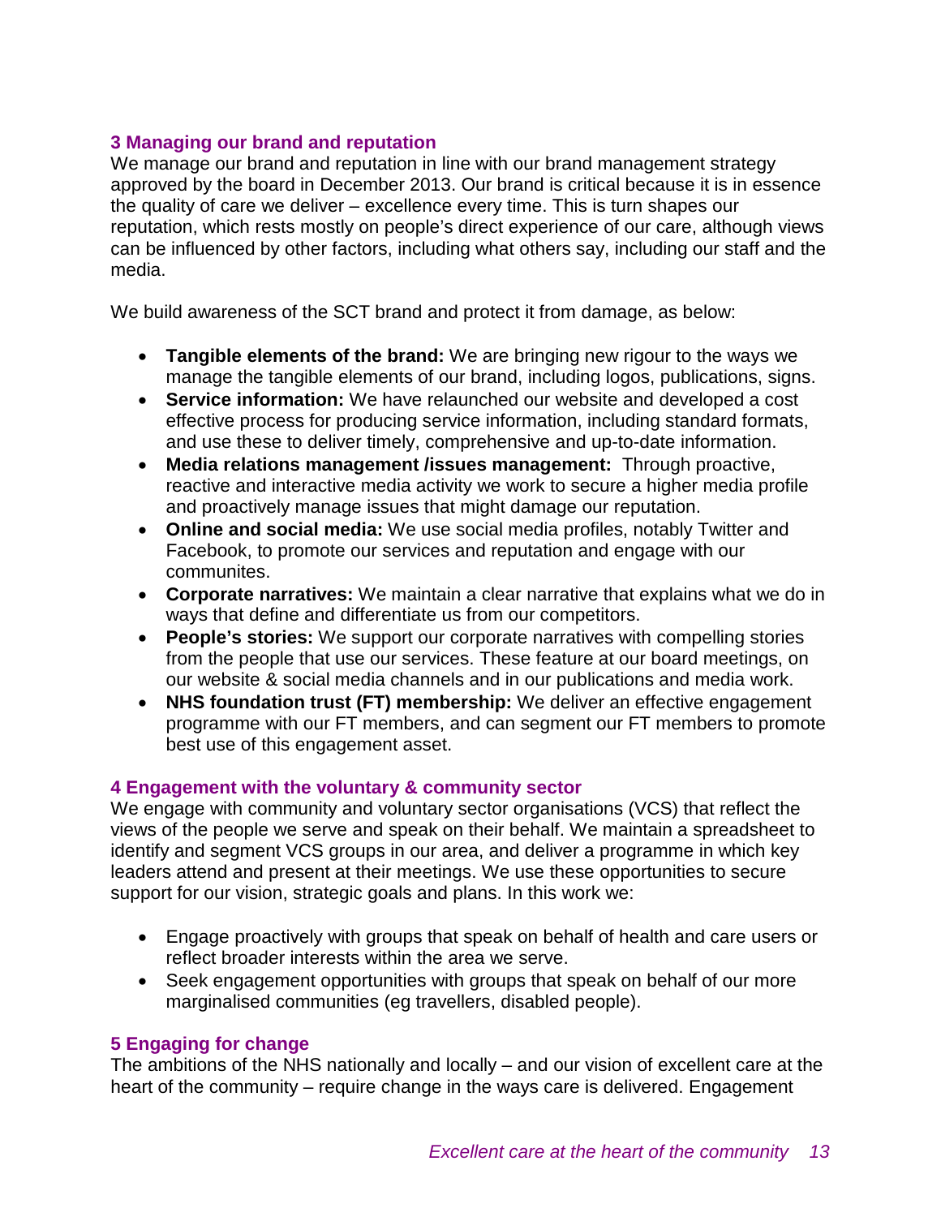## 3 Managing our brand and reputation

We manage our brand and reputation in line with our brand management strategy approved by the board in December 2013. Our brand is critical because it is in essence the quality of care we deliver – excellence every time. This is turn shapes our reputation, which rests mostly on people's direct experience of our care, although views can be influenced by other factors, including what others say, including our staff and the media.

We build awareness of the SCT brand and protect it from damage, as below:

- **Tangible elements of the brand:** We are bringing new rigour to the ways we manage the tangible elements of our brand, including logos, publications, signs.
- **Service information:** We have relaunched our website and developed a cost effective process for producing service information, including standard formats, and use these to deliver timely, comprehensive and up-to-date information.
- **Media relations management /issues management:** Through proactive, reactive and interactive media activity we work to secure a higher media profile and proactively manage issues that might damage our reputation.
- **Online and social media:** We use social media profiles, notably Twitter and Facebook, to promote our services and reputation and engage with our communites.
- **Corporate narratives:** We maintain a clear narrative that explains what we do in ways that define and differentiate us from our competitors.
- **People's stories:** We support our corporate narratives with compelling stories from the people that use our services. These feature at our board meetings, on our website & social media channels and in our publications and media work.
- **NHS foundation trust (FT) membership:** We deliver an effective engagement programme with our FT members, and can segment our FT members to promote best use of this engagement asset.

## 4 Engagement with the voluntary & community sector

We engage with community and voluntary sector organisations (VCS) that reflect the views of the people we serve and speak on their behalf. We maintain a spreadsheet to identify and segment VCS groups in our area, and deliver a programme in which key leaders attend and present at their meetings. We use these opportunities to secure support for our vision, strategic goals and plans. In this work we:

- Engage proactively with groups that speak on behalf of health and care users or reflect broader interests within the area we serve.
- Seek engagement opportunities with groups that speak on behalf of our more marginalised communities (eg travellers, disabled people).

## 5 Engaging for change

The ambitions of the NHS nationally and locally – and our vision of excellent care at the heart of the community – require change in the ways care is delivered. Engagement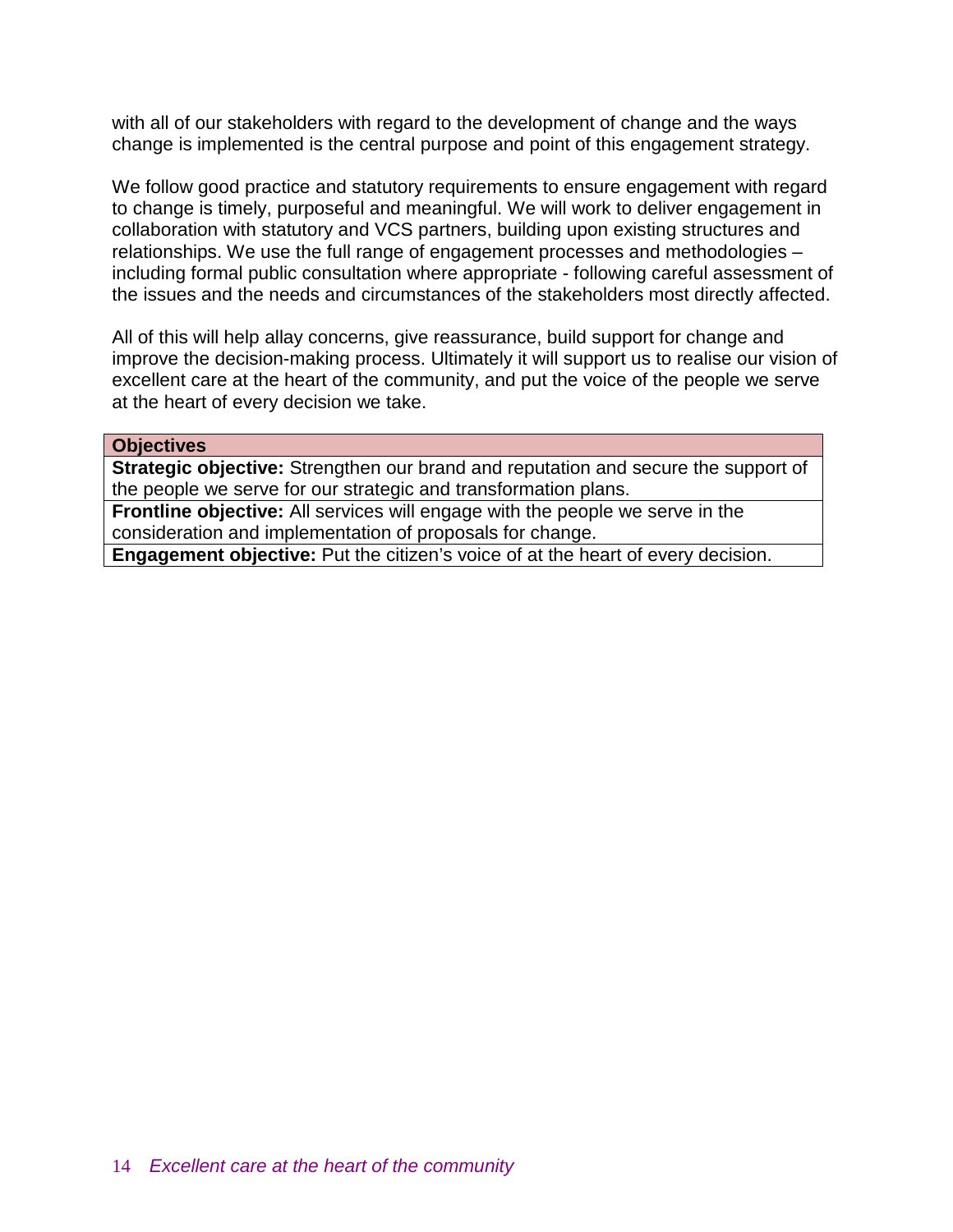with all of our stakeholders with regard to the development of change and the ways change is implemented is the central purpose and point of this engagement strategy.

We follow good practice and statutory requirements to ensure engagement with regard to change is timely, purposeful and meaningful. We will work to deliver engagement in collaboration with statutory and VCS partners, building upon existing structures and relationships. We use the full range of engagement processes and methodologies – including formal public consultation where appropriate - following careful assessment of the issues and the needs and circumstances of the stakeholders most directly affected.

All of this will help allay concerns, give reassurance, build support for change and improve the decision-making process. Ultimately it will support us to realise our vision of excellent care at the heart of the community, and put the voice of the people we serve at the heart of every decision we take.

| **Objectives** |
|---|
| **Strategic objective:** Strengthen our brand and reputation and secure the support of the people we serve for our strategic and transformation plans. |
| **Frontline objective:** All services will engage with the people we serve in the consideration and implementation of proposals for change. |
| **Engagement objective:** Put the citizen's voice of at the heart of every decision. |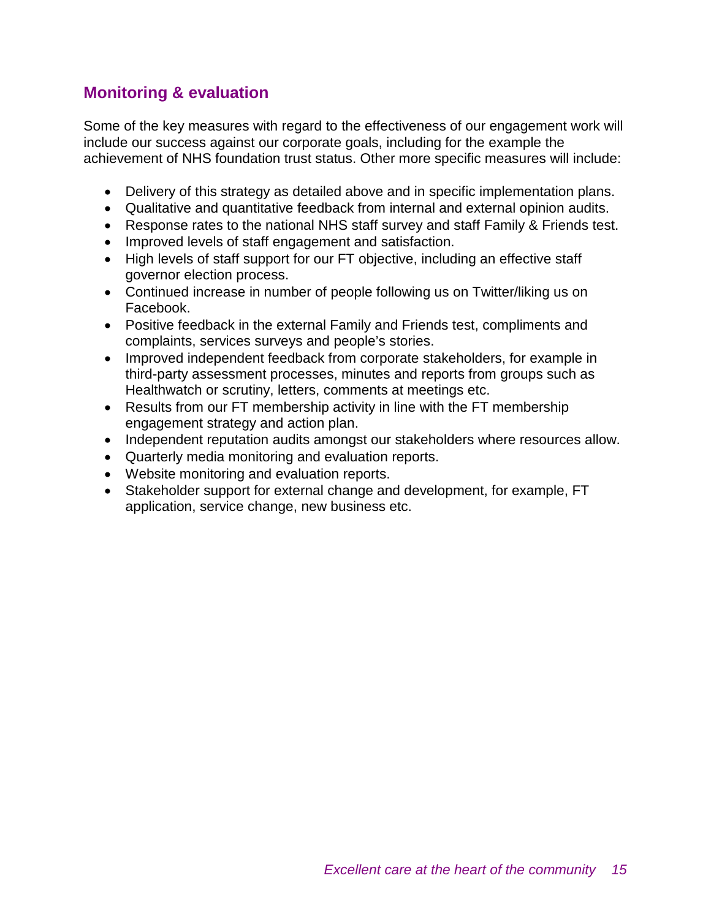## Monitoring & evaluation

Some of the key measures with regard to the effectiveness of our engagement work will include our success against our corporate goals, including for the example the achievement of NHS foundation trust status. Other more specific measures will include:

- Delivery of this strategy as detailed above and in specific implementation plans.
- Qualitative and quantitative feedback from internal and external opinion audits.
- Response rates to the national NHS staff survey and staff Family & Friends test.
- Improved levels of staff engagement and satisfaction.
- High levels of staff support for our FT objective, including an effective staff governor election process.
- Continued increase in number of people following us on Twitter/liking us on Facebook.
- Positive feedback in the external Family and Friends test, compliments and complaints, services surveys and people's stories.
- Improved independent feedback from corporate stakeholders, for example in third-party assessment processes, minutes and reports from groups such as Healthwatch or scrutiny, letters, comments at meetings etc.
- Results from our FT membership activity in line with the FT membership engagement strategy and action plan.
- Independent reputation audits amongst our stakeholders where resources allow.
- Quarterly media monitoring and evaluation reports.
- Website monitoring and evaluation reports.
- Stakeholder support for external change and development, for example, FT application, service change, new business etc.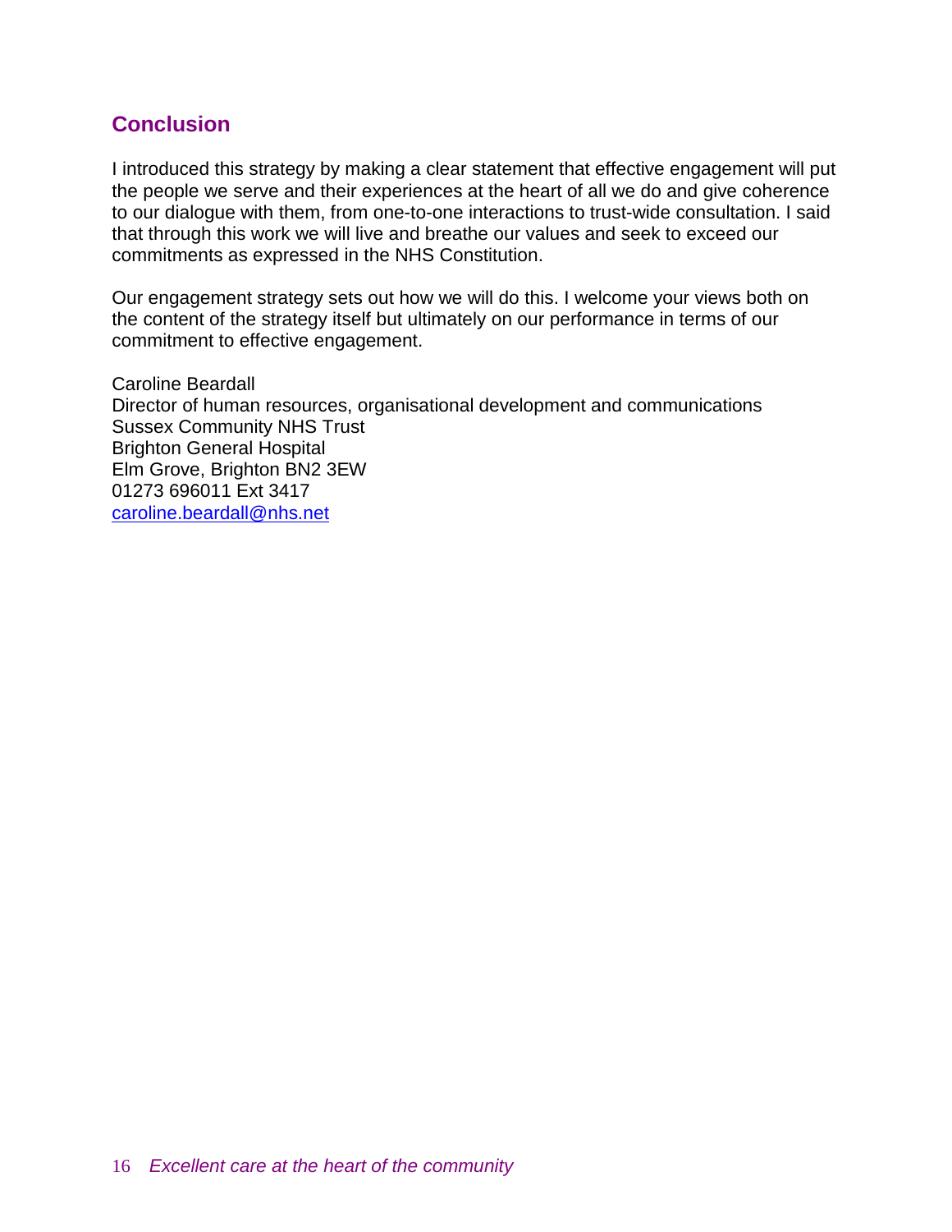## Conclusion

I introduced this strategy by making a clear statement that effective engagement will put the people we serve and their experiences at the heart of all we do and give coherence to our dialogue with them, from one-to-one interactions to trust-wide consultation. I said that through this work we will live and breathe our values and seek to exceed our commitments as expressed in the NHS Constitution.

Our engagement strategy sets out how we will do this. I welcome your views both on the content of the strategy itself but ultimately on our performance in terms of our commitment to effective engagement.

Caroline Beardall
Director of human resources, organisational development and communications
Sussex Community NHS Trust
Brighton General Hospital
Elm Grove, Brighton BN2 3EW
01273 696011 Ext 3417
caroline.beardall@nhs.net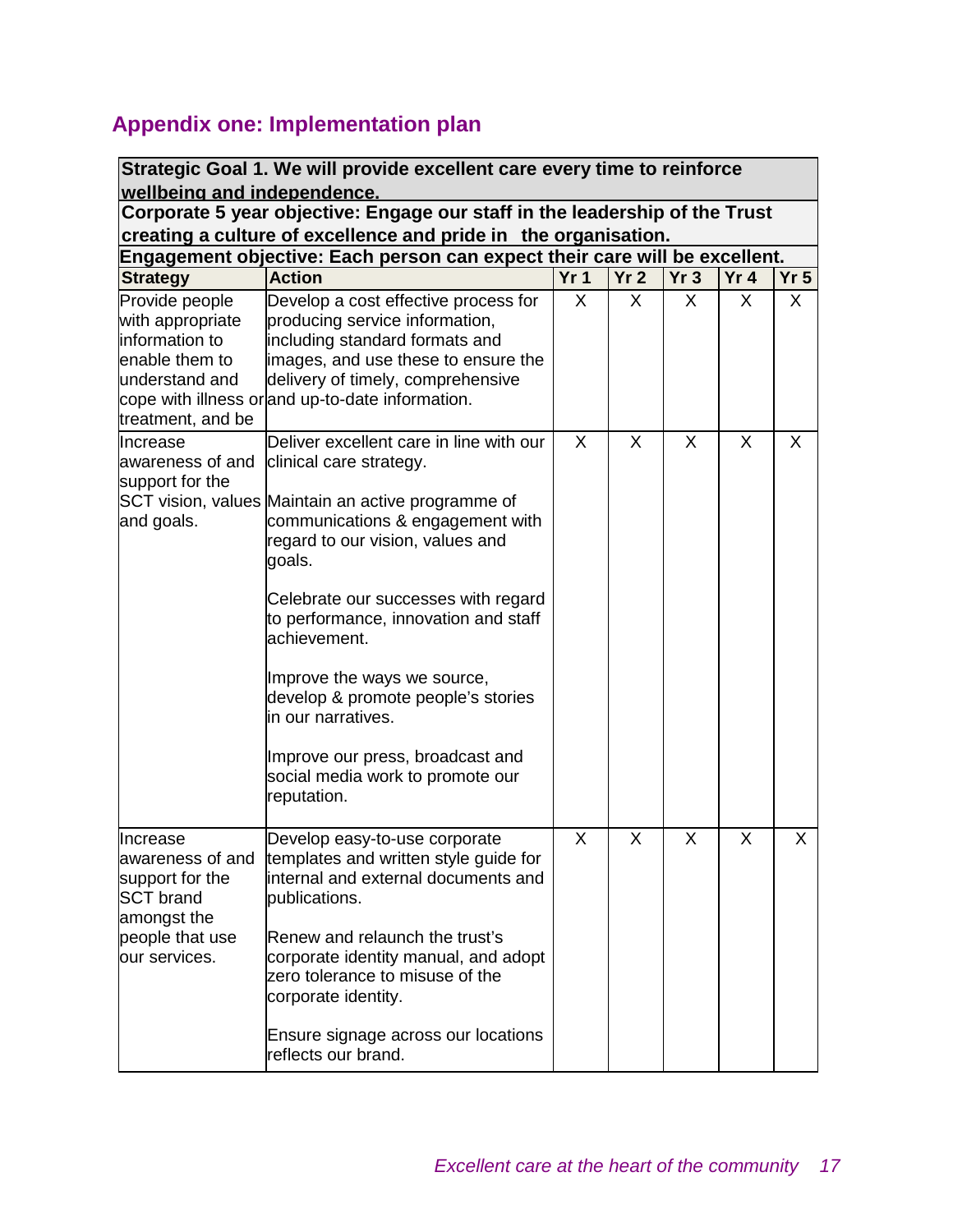## Appendix one: Implementation plan

| **Strategic Goal 1. We will provide excellent care every time to reinforce wellbeing and independence.** | | | | | | |
|---|---|---|---|---|---|---|
| **Corporate 5 year objective: Engage our staff in the leadership of the Trust creating a culture of excellence and pride in the organisation.** | | | | | | |
| **Engagement objective: Each person can expect their care will be excellent.** | | | | | | |
| **Strategy** | **Action** | **Yr 1** | **Yr 2** | **Yr 3** | **Yr 4** | **Yr 5** |
| Provide people with appropriate information to enable them to understand and cope with illness or treatment, and be | Develop a cost effective process for producing service information, including standard formats and images, and use these to ensure the delivery of timely, comprehensive and up-to-date information. | X | X | X | X | X |
| Increase awareness of and support for the SCT vision, values and goals. | Deliver excellent care in line with our clinical care strategy.<br><br>Maintain an active programme of communications & engagement with regard to our vision, values and goals.<br><br>Celebrate our successes with regard to performance, innovation and staff achievement.<br><br>Improve the ways we source, develop & promote people's stories in our narratives.<br><br>Improve our press, broadcast and social media work to promote our reputation. | X | X | X | X | X |
| Increase awareness of and support for the SCT brand amongst the people that use our services. | Develop easy-to-use corporate templates and written style guide for internal and external documents and publications.<br><br>Renew and relaunch the trust's corporate identity manual, and adopt zero tolerance to misuse of the corporate identity.<br><br>Ensure signage across our locations reflects our brand. | X | X | X | X | X |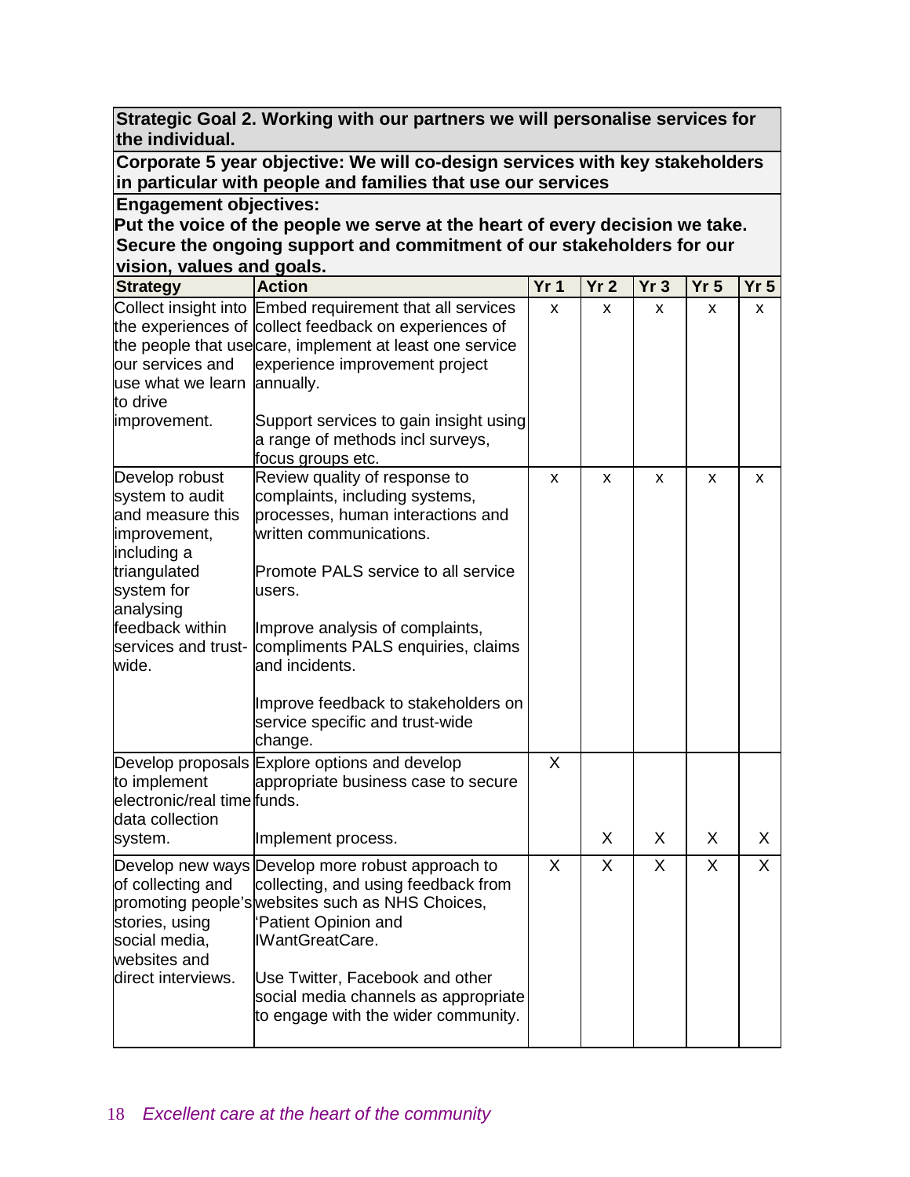| Strategic Goal 2. Working with our partners we will personalise services for the individual. | | | | | | |
|---|---|---|---|---|---|---|
| **Corporate 5 year objective: We will co-design services with key stakeholders in particular with people and families that use our services** | | | | | | |
| **Engagement objectives:**<br>**Put the voice of the people we serve at the heart of every decision we take.**<br>**Secure the ongoing support and commitment of our stakeholders for our vision, values and goals.** | | | | | | |
| **Strategy** | **Action** | **Yr 1** | **Yr 2** | **Yr 3** | **Yr 5** | **Yr 5** |
| Collect insight into the experiences of the people that use our services and use what we learn to drive improvement. | Embed requirement that all services collect feedback on experiences of care, implement at least one service experience improvement project annually.<br><br>Support services to gain insight using a range of methods incl surveys, focus groups etc. | x | x | x | x | x |
| Develop robust system to audit and measure this improvement, including a triangulated system for analysing feedback within services and trust-wide. | Review quality of response to complaints, including systems, processes, human interactions and written communications.<br><br>Promote PALS service to all service users.<br><br>Improve analysis of complaints, compliments PALS enquiries, claims and incidents.<br><br>Improve feedback to stakeholders on service specific and trust-wide change. | x | x | x | x | x |
| Develop proposals to implement electronic/real time data collection system. | Explore options and develop appropriate business case to secure funds. | X | | | | |
| | Implement process. | | X | X | X | X |
| Develop new ways of collecting and promoting people's stories, using social media, websites and direct interviews. | Develop more robust approach to collecting, and using feedback from websites such as NHS Choices, 'Patient Opinion and IWantGreatCare.<br><br>Use Twitter, Facebook and other social media channels as appropriate to engage with the wider community. | X | X | X | X | X |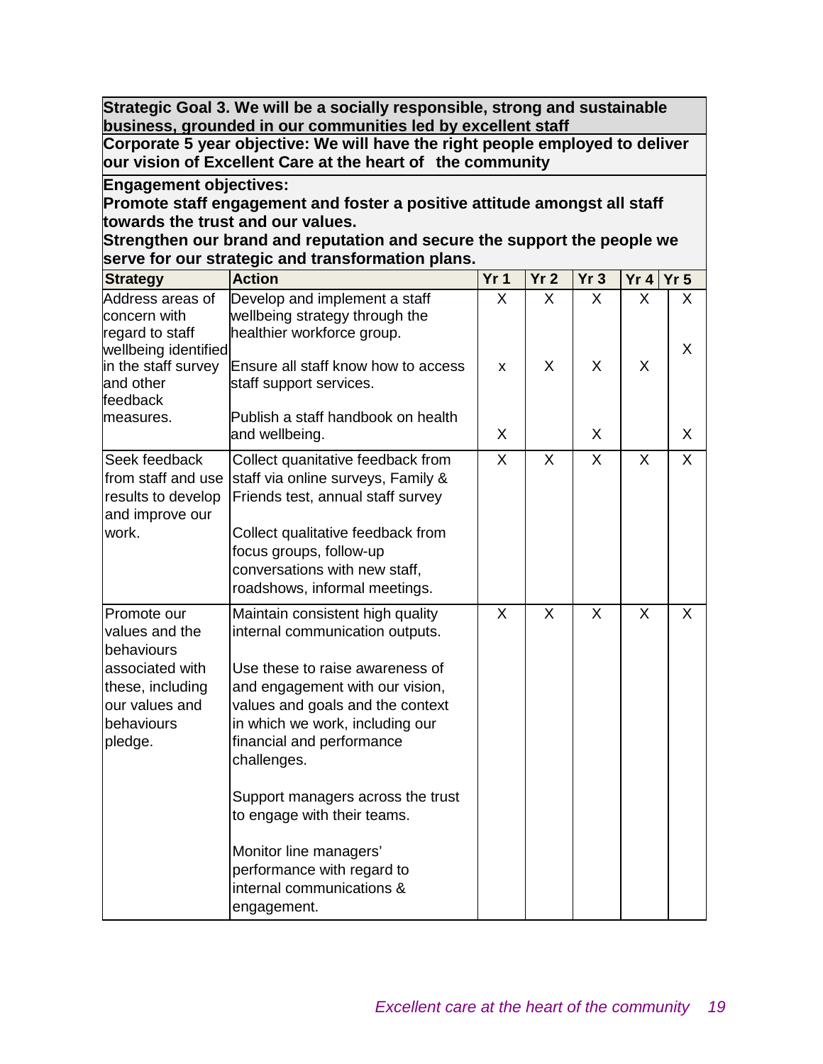**Strategic Goal 3. We will be a socially responsible, strong and sustainable business, grounded in our communities led by excellent staff**

**Corporate 5 year objective: We will have the right people employed to deliver our vision of Excellent Care at the heart of the community**

**Engagement objectives:**
**Promote staff engagement and foster a positive attitude amongst all staff towards the trust and our values.**
**Strengthen our brand and reputation and secure the support the people we serve for our strategic and transformation plans.**

| Strategy | Action | Yr 1 | Yr 2 | Yr 3 | Yr 4 | Yr 5 |
|---|---|---|---|---|---|---|
| Address areas of concern with regard to staff wellbeing identified in the staff survey and other feedback measures. | Develop and implement a staff wellbeing strategy through the healthier workforce group. | X | X | X | X | X |
| | Ensure all staff know how to access staff support services. | x | X | X | X | X |
| | Publish a staff handbook on health and wellbeing. | X | | X | | X |
| Seek feedback from staff and use results to develop and improve our work. | Collect quanitative feedback from staff via online surveys, Family & Friends test, annual staff survey<br><br>Collect qualitative feedback from focus groups, follow-up conversations with new staff, roadshows, informal meetings. | X | X | X | X | X |
| Promote our values and the behaviours associated with these, including our values and behaviours pledge. | Maintain consistent high quality internal communication outputs.<br><br>Use these to raise awareness of and engagement with our vision, values and goals and the context in which we work, including our financial and performance challenges.<br><br>Support managers across the trust to engage with their teams.<br><br>Monitor line managers' performance with regard to internal communications & engagement. | X | X | X | X | X |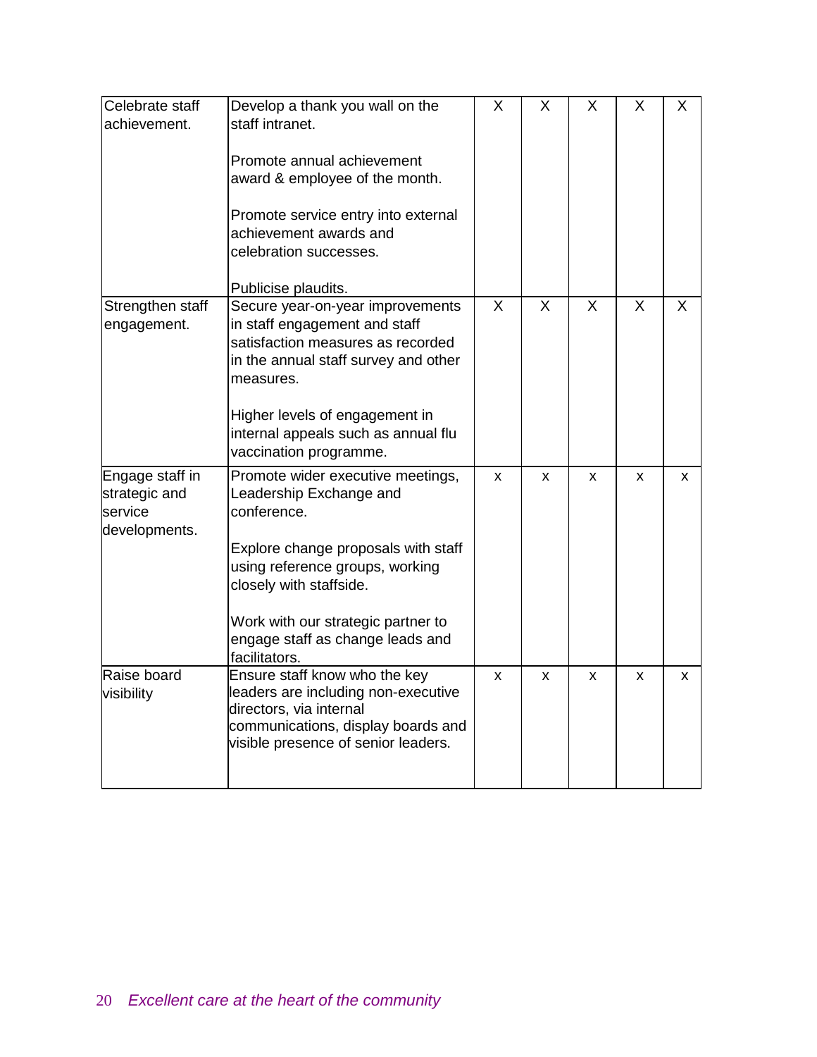| | | | | | | |
|---|---|---|---|---|---|---|
| Celebrate staff achievement. | Develop a thank you wall on the staff intranet.<br><br>Promote annual achievement award & employee of the month.<br><br>Promote service entry into external achievement awards and celebration successes.<br><br>Publicise plaudits. | X | X | X | X | X |
| Strengthen staff engagement. | Secure year-on-year improvements in staff engagement and staff satisfaction measures as recorded in the annual staff survey and other measures.<br><br>Higher levels of engagement in internal appeals such as annual flu vaccination programme. | X | X | X | X | X |
| Engage staff in strategic and service developments. | Promote wider executive meetings, Leadership Exchange and conference.<br><br>Explore change proposals with staff using reference groups, working closely with staffside.<br><br>Work with our strategic partner to engage staff as change leads and facilitators. | x | x | x | x | x |
| Raise board visibility | Ensure staff know who the key leaders are including non-executive directors, via internal communications, display boards and visible presence of senior leaders. | x | x | x | x | x |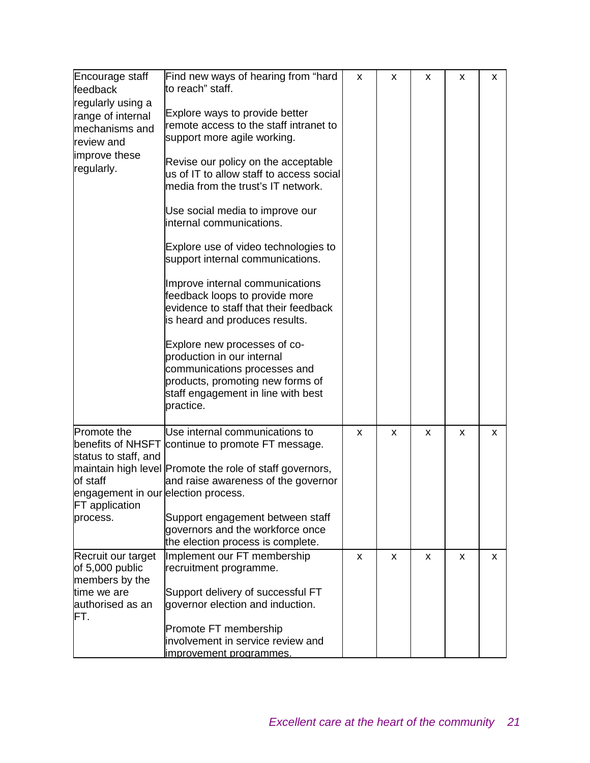| | | | | | | |
|---|---|---|---|---|---|---|
| Encourage staff feedback regularly using a range of internal mechanisms and review and improve these regularly. | Find new ways of hearing from "hard to reach" staff.<br><br>Explore ways to provide better remote access to the staff intranet to support more agile working.<br><br>Revise our policy on the acceptable us of IT to allow staff to access social media from the trust's IT network.<br><br>Use social media to improve our internal communications.<br><br>Explore use of video technologies to support internal communications.<br><br>Improve internal communications feedback loops to provide more evidence to staff that their feedback is heard and produces results.<br><br>Explore new processes of co-production in our internal communications processes and products, promoting new forms of staff engagement in line with best practice. | x | x | x | x | x |
| Promote the benefits of NHSFT status to staff, and maintain high level of staff engagement in our FT application process. | Use internal communications to continue to promote FT message.<br><br>Promote the role of staff governors, and raise awareness of the governor election process.<br><br>Support engagement between staff governors and the workforce once the election process is complete. | x | x | x | x | x |
| Recruit our target of 5,000 public members by the time we are authorised as an FT. | Implement our FT membership recruitment programme.<br><br>Support delivery of successful FT governor election and induction.<br><br>Promote FT membership involvement in service review and improvement programmes. | x | x | x | x | x |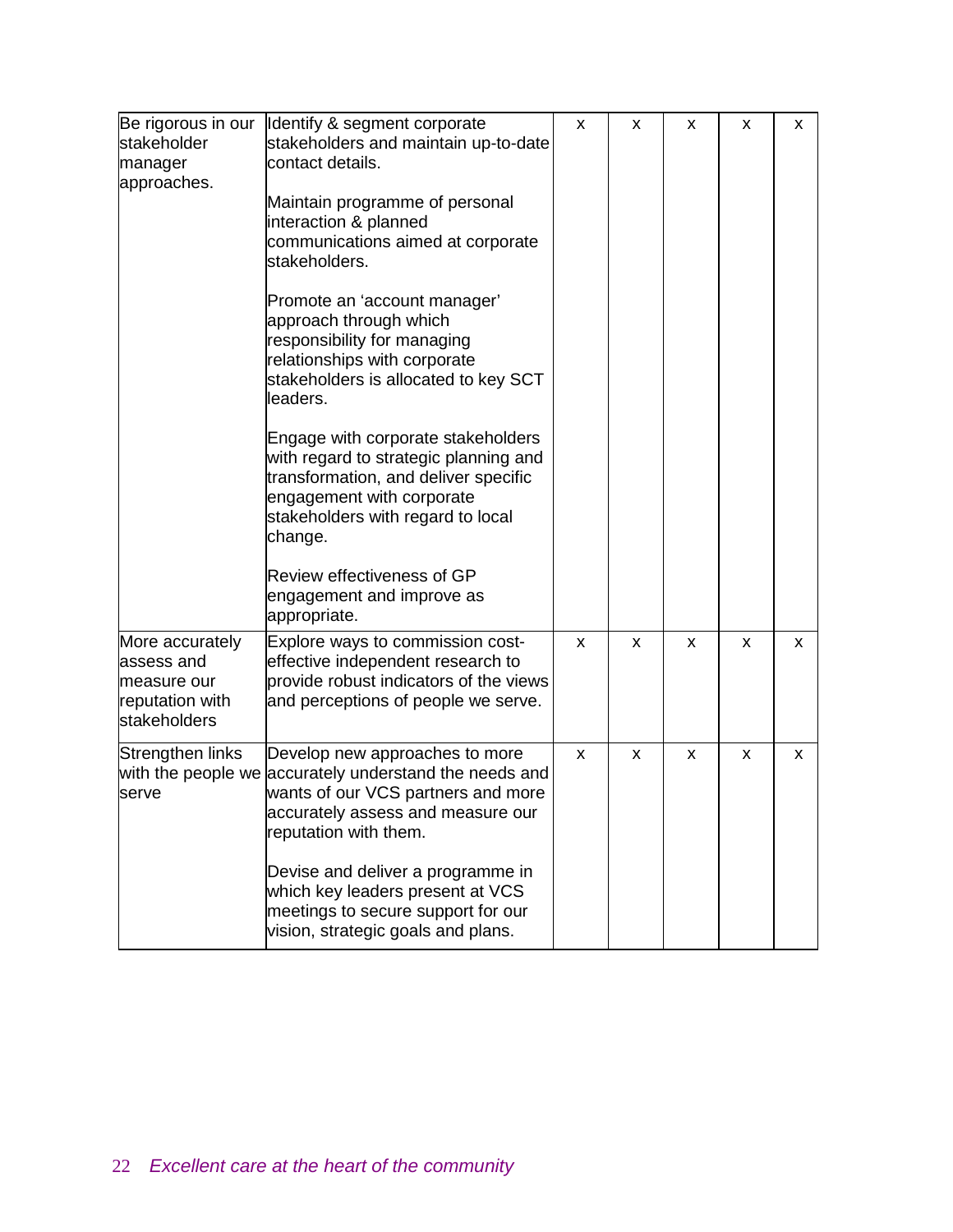| | | | | | | |
|---|---|---|---|---|---|---|
| Be rigorous in our stakeholder manager approaches. | Identify & segment corporate stakeholders and maintain up-to-date contact details.<br><br>Maintain programme of personal interaction & planned communications aimed at corporate stakeholders.<br><br>Promote an 'account manager' approach through which responsibility for managing relationships with corporate stakeholders is allocated to key SCT leaders.<br><br>Engage with corporate stakeholders with regard to strategic planning and transformation, and deliver specific engagement with corporate stakeholders with regard to local change.<br><br>Review effectiveness of GP engagement and improve as appropriate. | x | x | x | x | x |
| More accurately assess and measure our reputation with stakeholders | Explore ways to commission cost-effective independent research to provide robust indicators of the views and perceptions of people we serve. | x | x | x | x | x |
| Strengthen links with the people we serve | Develop new approaches to more accurately understand the needs and wants of our VCS partners and more accurately assess and measure our reputation with them.<br><br>Devise and deliver a programme in which key leaders present at VCS meetings to secure support for our vision, strategic goals and plans. | x | x | x | x | x |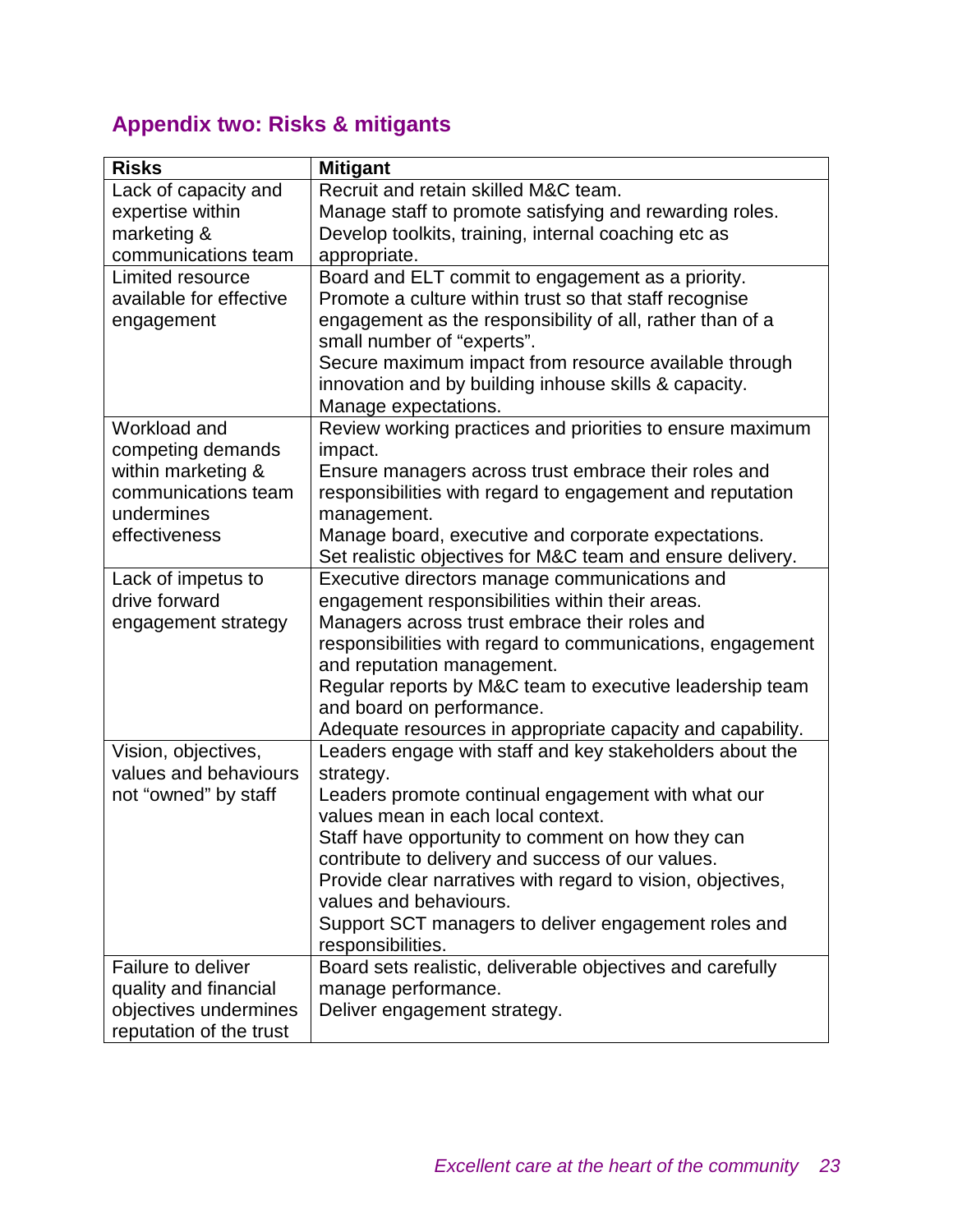## Appendix two: Risks & mitigants

| Risks | Mitigant |
| --- | --- |
| Lack of capacity and expertise within marketing & communications team | Recruit and retain skilled M&C team.<br>Manage staff to promote satisfying and rewarding roles.<br>Develop toolkits, training, internal coaching etc as appropriate. |
| Limited resource available for effective engagement | Board and ELT commit to engagement as a priority.<br>Promote a culture within trust so that staff recognise engagement as the responsibility of all, rather than of a small number of "experts".<br>Secure maximum impact from resource available through innovation and by building inhouse skills & capacity.<br>Manage expectations. |
| Workload and competing demands within marketing & communications team undermines effectiveness | Review working practices and priorities to ensure maximum impact.<br>Ensure managers across trust embrace their roles and responsibilities with regard to engagement and reputation management.<br>Manage board, executive and corporate expectations.<br>Set realistic objectives for M&C team and ensure delivery. |
| Lack of impetus to drive forward engagement strategy | Executive directors manage communications and engagement responsibilities within their areas.<br>Managers across trust embrace their roles and responsibilities with regard to communications, engagement and reputation management.<br>Regular reports by M&C team to executive leadership team and board on performance.<br>Adequate resources in appropriate capacity and capability. |
| Vision, objectives, values and behaviours not "owned" by staff | Leaders engage with staff and key stakeholders about the strategy.<br>Leaders promote continual engagement with what our values mean in each local context.<br>Staff have opportunity to comment on how they can contribute to delivery and success of our values.<br>Provide clear narratives with regard to vision, objectives, values and behaviours.<br>Support SCT managers to deliver engagement roles and responsibilities. |
| Failure to deliver quality and financial objectives undermines reputation of the trust | Board sets realistic, deliverable objectives and carefully manage performance.<br>Deliver engagement strategy. |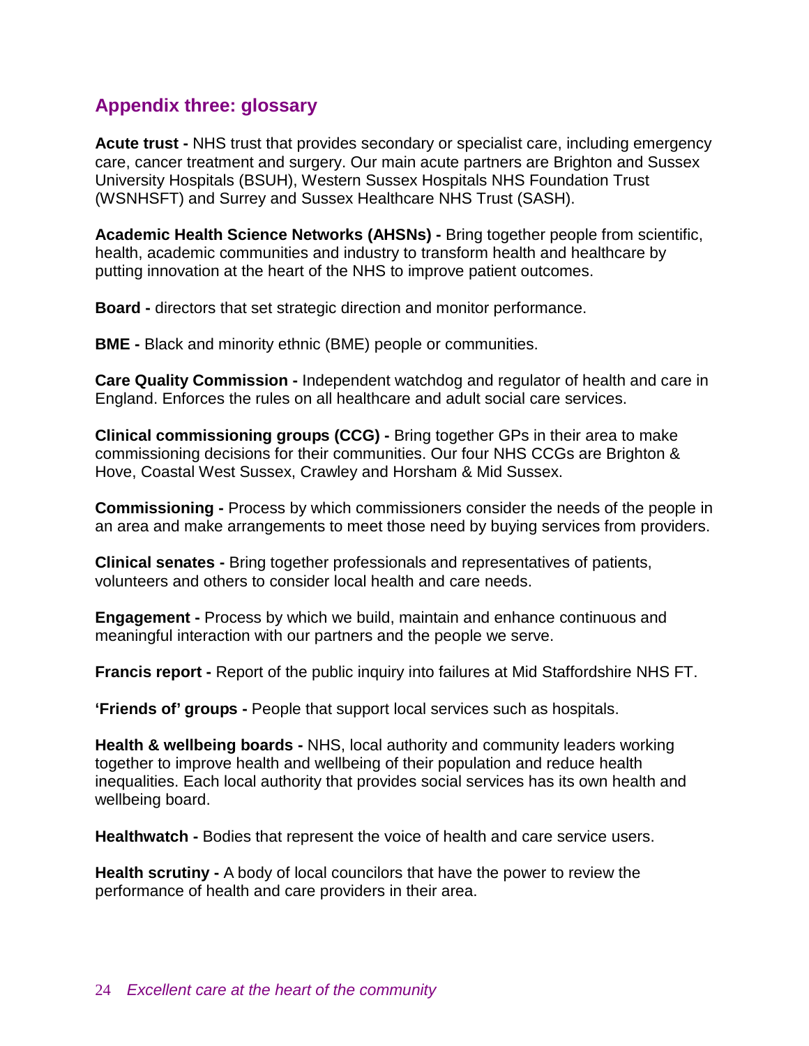## Appendix three: glossary

**Acute trust -** NHS trust that provides secondary or specialist care, including emergency care, cancer treatment and surgery. Our main acute partners are Brighton and Sussex University Hospitals (BSUH), Western Sussex Hospitals NHS Foundation Trust (WSNHSFT) and Surrey and Sussex Healthcare NHS Trust (SASH).

**Academic Health Science Networks (AHSNs) -** Bring together people from scientific, health, academic communities and industry to transform health and healthcare by putting innovation at the heart of the NHS to improve patient outcomes.

**Board -** directors that set strategic direction and monitor performance.

**BME -** Black and minority ethnic (BME) people or communities.

**Care Quality Commission -** Independent watchdog and regulator of health and care in England. Enforces the rules on all healthcare and adult social care services.

**Clinical commissioning groups (CCG) -** Bring together GPs in their area to make commissioning decisions for their communities. Our four NHS CCGs are Brighton & Hove, Coastal West Sussex, Crawley and Horsham & Mid Sussex.

**Commissioning -** Process by which commissioners consider the needs of the people in an area and make arrangements to meet those need by buying services from providers.

**Clinical senates -** Bring together professionals and representatives of patients, volunteers and others to consider local health and care needs.

**Engagement -** Process by which we build, maintain and enhance continuous and meaningful interaction with our partners and the people we serve.

**Francis report -** Report of the public inquiry into failures at Mid Staffordshire NHS FT.

**'Friends of' groups -** People that support local services such as hospitals.

**Health & wellbeing boards -** NHS, local authority and community leaders working together to improve health and wellbeing of their population and reduce health inequalities. Each local authority that provides social services has its own health and wellbeing board.

**Healthwatch -** Bodies that represent the voice of health and care service users.

**Health scrutiny -** A body of local councilors that have the power to review the performance of health and care providers in their area.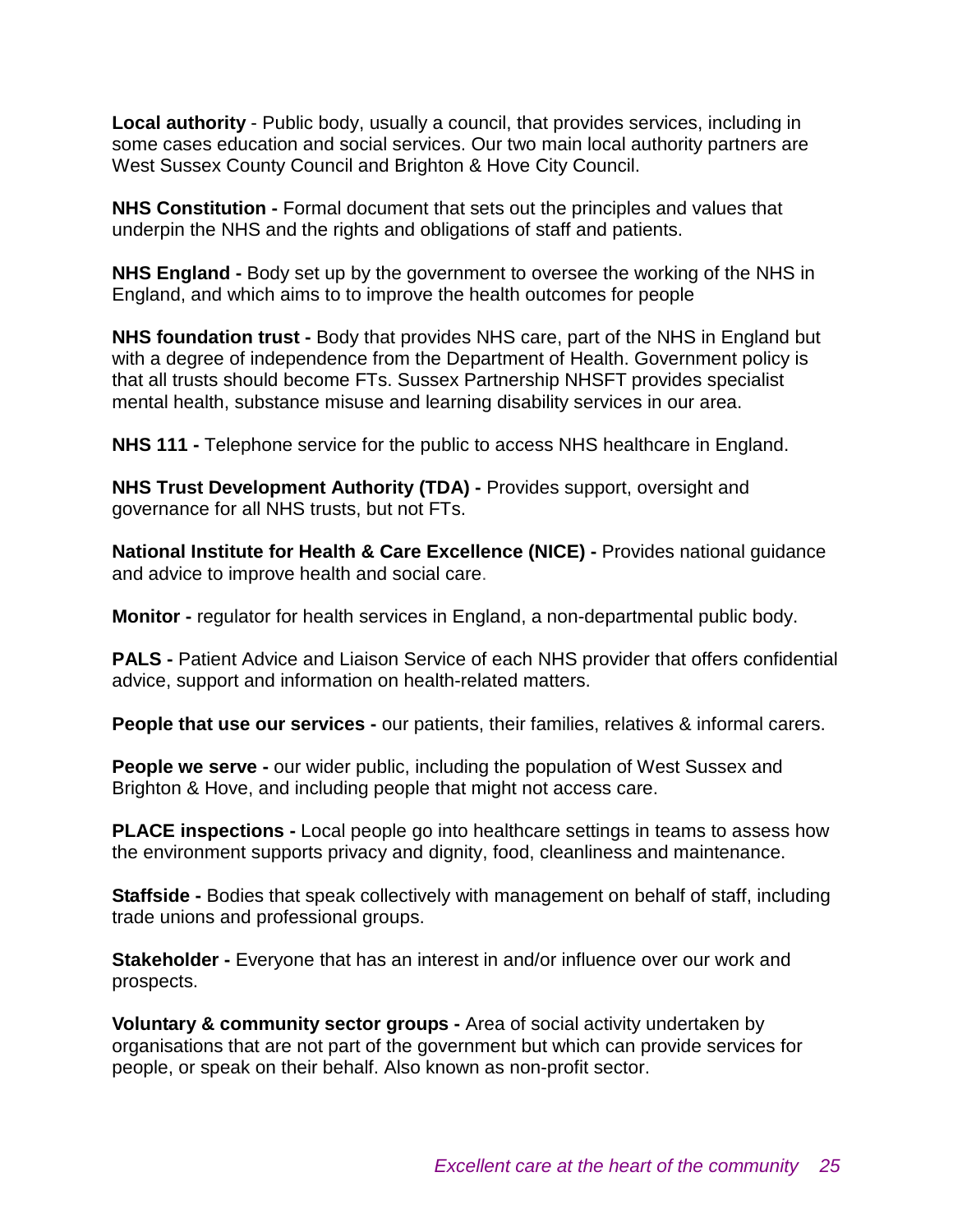**Local authority** - Public body, usually a council, that provides services, including in some cases education and social services. Our two main local authority partners are West Sussex County Council and Brighton & Hove City Council.

**NHS Constitution -** Formal document that sets out the principles and values that underpin the NHS and the rights and obligations of staff and patients.

**NHS England -** Body set up by the government to oversee the working of the NHS in England, and which aims to to improve the health outcomes for people

**NHS foundation trust -** Body that provides NHS care, part of the NHS in England but with a degree of independence from the Department of Health. Government policy is that all trusts should become FTs. Sussex Partnership NHSFT provides specialist mental health, substance misuse and learning disability services in our area.

**NHS 111 -** Telephone service for the public to access NHS healthcare in England.

**NHS Trust Development Authority (TDA) -** Provides support, oversight and governance for all NHS trusts, but not FTs.

**National Institute for Health & Care Excellence (NICE) -** Provides national guidance and advice to improve health and social care.

**Monitor -** regulator for health services in England, a non-departmental public body.

**PALS -** Patient Advice and Liaison Service of each NHS provider that offers confidential advice, support and information on health-related matters.

**People that use our services -** our patients, their families, relatives & informal carers.

**People we serve -** our wider public, including the population of West Sussex and Brighton & Hove, and including people that might not access care.

**PLACE inspections -** Local people go into healthcare settings in teams to assess how the environment supports privacy and dignity, food, cleanliness and maintenance.

**Staffside -** Bodies that speak collectively with management on behalf of staff, including trade unions and professional groups.

**Stakeholder -** Everyone that has an interest in and/or influence over our work and prospects.

**Voluntary & community sector groups -** Area of social activity undertaken by organisations that are not part of the government but which can provide services for people, or speak on their behalf. Also known as non-profit sector.